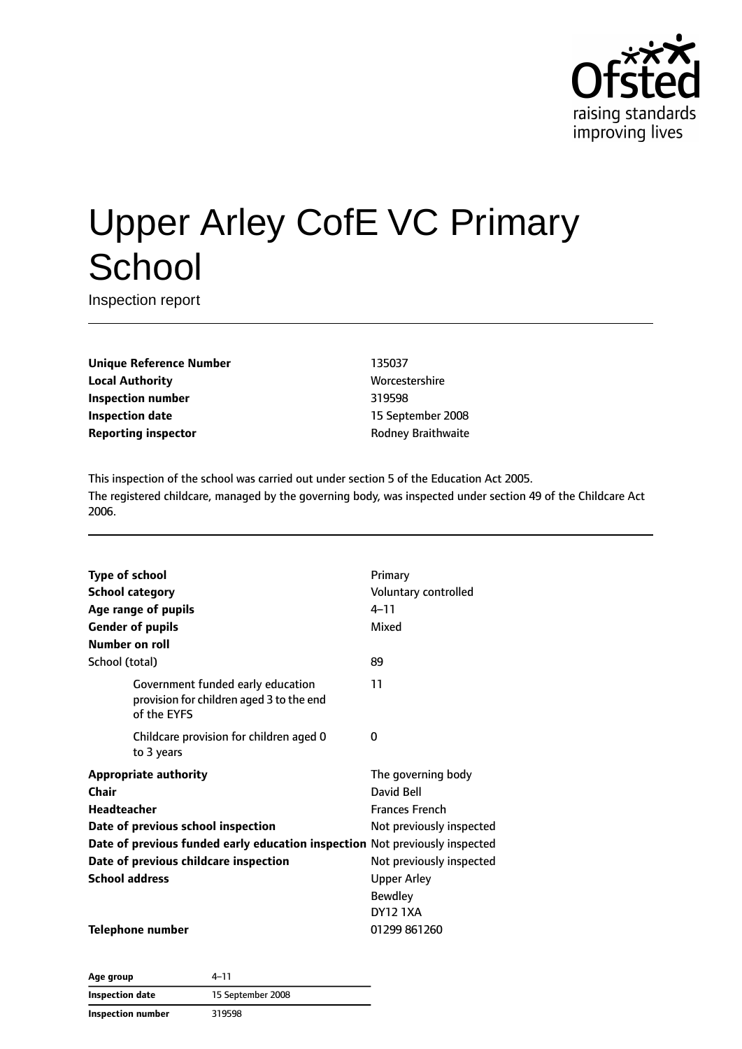# Upper Arley CofE VC Primary School

Inspection report

| | |
|---|---|
| **Unique Reference Number** | 135037 |
| **Local Authority** | Worcestershire |
| **Inspection number** | 319598 |
| **Inspection date** | 15 September 2008 |
| **Reporting inspector** | Rodney Braithwaite |

This inspection of the school was carried out under section 5 of the Education Act 2005.
The registered childcare, managed by the governing body, was inspected under section 49 of the Childcare Act 2006.

| | |
|---|---|
| **Type of school** | Primary |
| **School category** | Voluntary controlled |
| **Age range of pupils** | 4–11 |
| **Gender of pupils** | Mixed |
| **Number on roll** | |
| School (total) | 89 |
| Government funded early education provision for children aged 3 to the end of the EYFS | 11 |
| Childcare provision for children aged 0 to 3 years | 0 |
| **Appropriate authority** | The governing body |
| **Chair** | David Bell |
| **Headteacher** | Frances French |
| **Date of previous school inspection** | Not previously inspected |
| **Date of previous funded early education inspection** | Not previously inspected |
| **Date of previous childcare inspection** | Not previously inspected |
| **School address** | Upper Arley<br>Bewdley<br>DY12 1XA |
| **Telephone number** | 01299 861260 |

| | |
|---|---|
| **Age group** | 4–11 |
| **Inspection date** | 15 September 2008 |
| **Inspection number** | 319598 |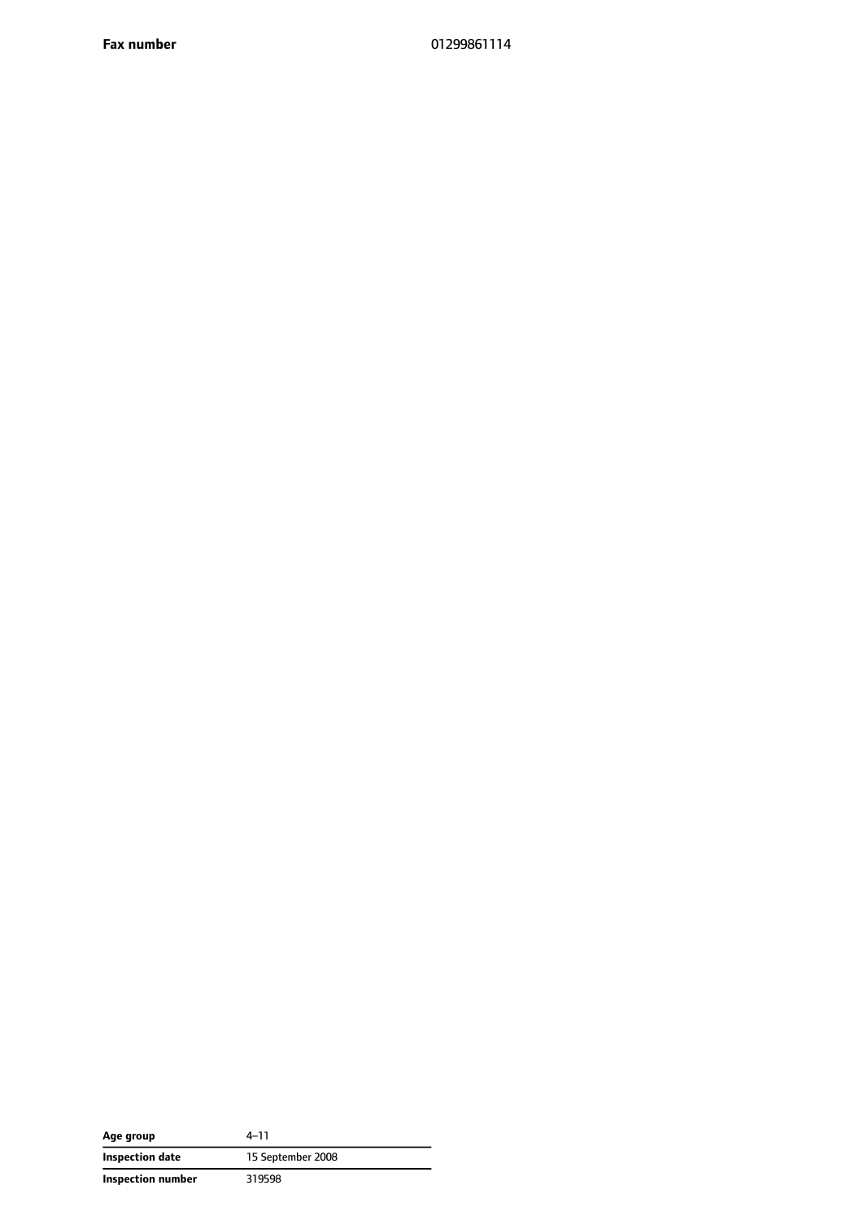| | |
|---|---|
| **Fax number** | 01299861114 |

| | |
|---|---|
| **Age group** | 4–11 |
| **Inspection date** | 15 September 2008 |
| **Inspection number** | 319598 |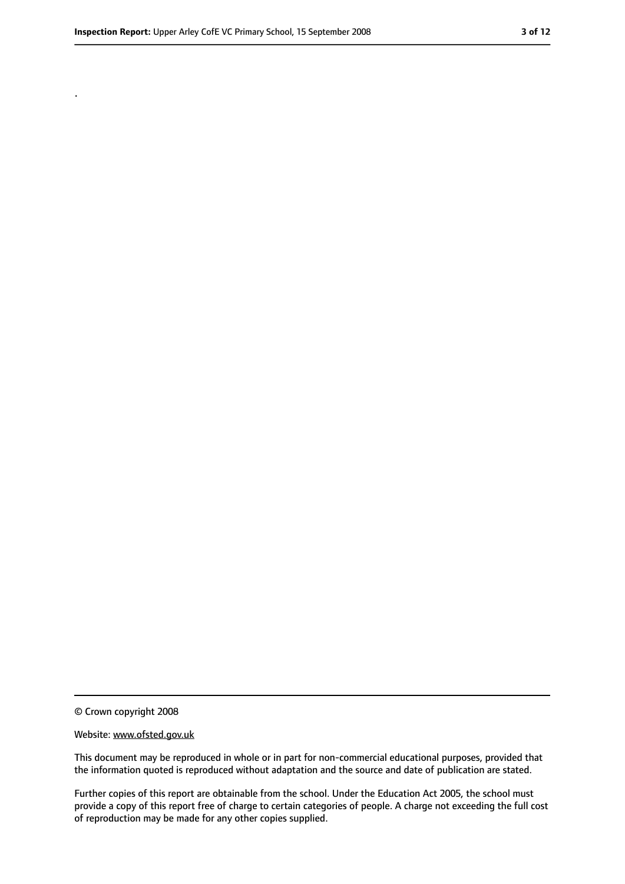.

© Crown copyright 2008

Website: www.ofsted.gov.uk

This document may be reproduced in whole or in part for non-commercial educational purposes, provided that the information quoted is reproduced without adaptation and the source and date of publication are stated.

Further copies of this report are obtainable from the school. Under the Education Act 2005, the school must provide a copy of this report free of charge to certain categories of people. A charge not exceeding the full cost of reproduction may be made for any other copies supplied.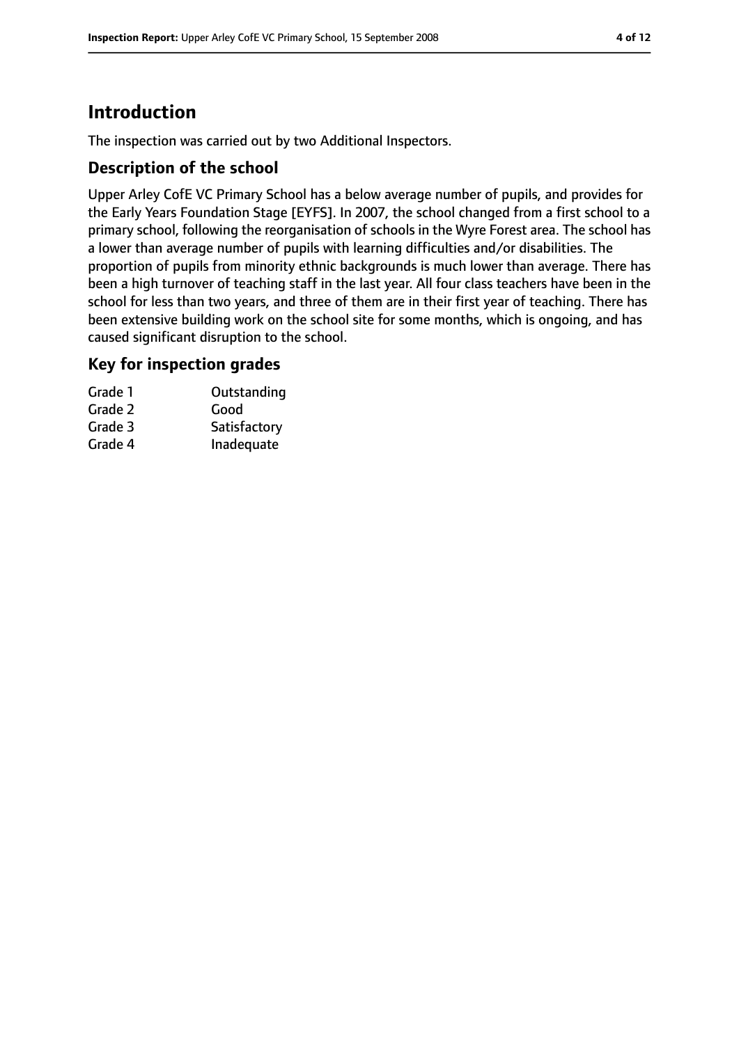# Introduction

The inspection was carried out by two Additional Inspectors.

## Description of the school

Upper Arley CofE VC Primary School has a below average number of pupils, and provides for the Early Years Foundation Stage [EYFS]. In 2007, the school changed from a first school to a primary school, following the reorganisation of schools in the Wyre Forest area. The school has a lower than average number of pupils with learning difficulties and/or disabilities. The proportion of pupils from minority ethnic backgrounds is much lower than average. There has been a high turnover of teaching staff in the last year. All four class teachers have been in the school for less than two years, and three of them are in their first year of teaching. There has been extensive building work on the school site for some months, which is ongoing, and has caused significant disruption to the school.

## Key for inspection grades

| | |
|---|---|
| Grade 1 | Outstanding |
| Grade 2 | Good |
| Grade 3 | Satisfactory |
| Grade 4 | Inadequate |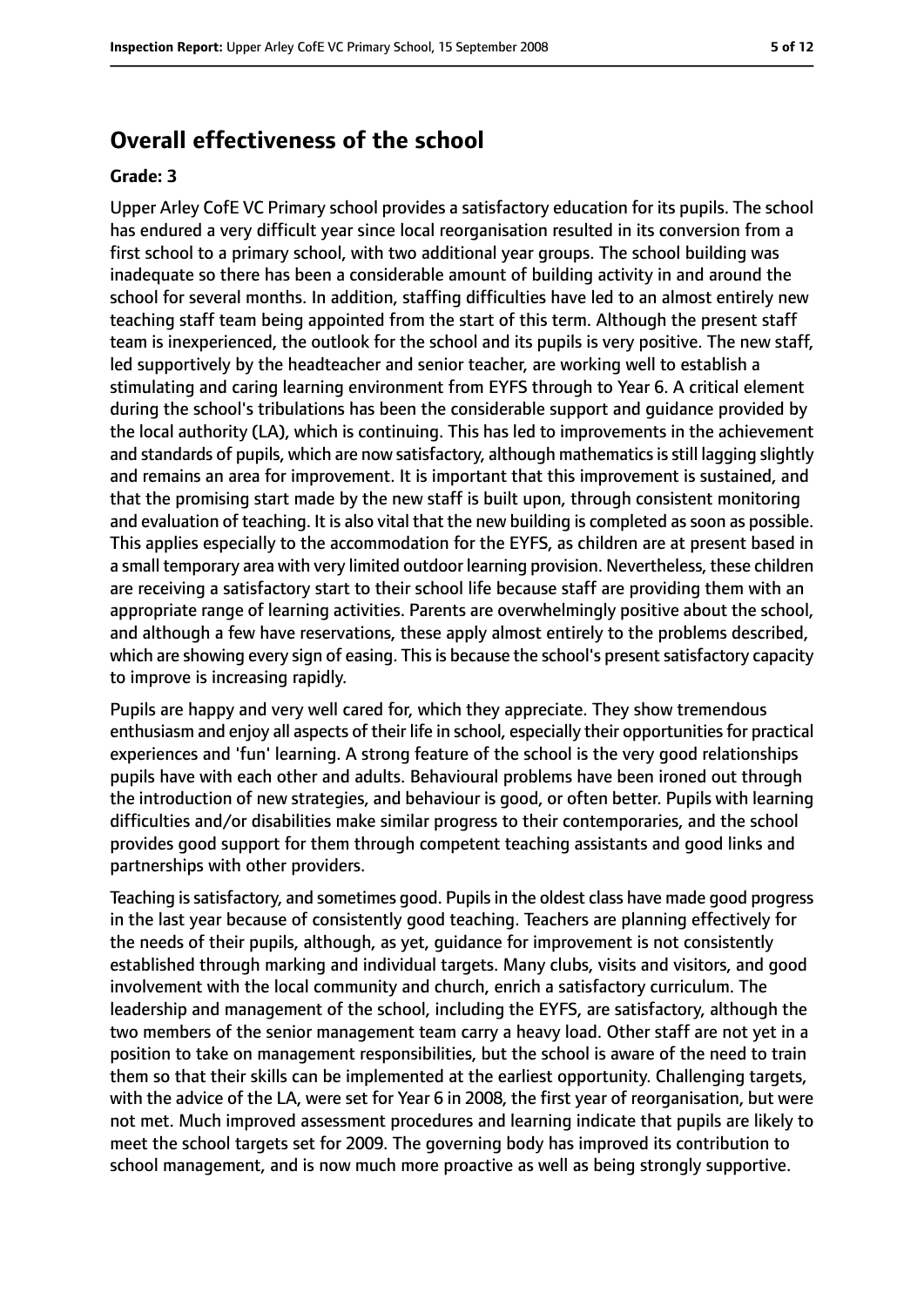## Overall effectiveness of the school

**Grade: 3**

Upper Arley CofE VC Primary school provides a satisfactory education for its pupils. The school has endured a very difficult year since local reorganisation resulted in its conversion from a first school to a primary school, with two additional year groups. The school building was inadequate so there has been a considerable amount of building activity in and around the school for several months. In addition, staffing difficulties have led to an almost entirely new teaching staff team being appointed from the start of this term. Although the present staff team is inexperienced, the outlook for the school and its pupils is very positive. The new staff, led supportively by the headteacher and senior teacher, are working well to establish a stimulating and caring learning environment from EYFS through to Year 6. A critical element during the school's tribulations has been the considerable support and guidance provided by the local authority (LA), which is continuing. This has led to improvements in the achievement and standards of pupils, which are now satisfactory, although mathematics is still lagging slightly and remains an area for improvement. It is important that this improvement is sustained, and that the promising start made by the new staff is built upon, through consistent monitoring and evaluation of teaching. It is also vital that the new building is completed as soon as possible. This applies especially to the accommodation for the EYFS, as children are at present based in a small temporary area with very limited outdoor learning provision. Nevertheless, these children are receiving a satisfactory start to their school life because staff are providing them with an appropriate range of learning activities. Parents are overwhelmingly positive about the school, and although a few have reservations, these apply almost entirely to the problems described, which are showing every sign of easing. This is because the school's present satisfactory capacity to improve is increasing rapidly.

Pupils are happy and very well cared for, which they appreciate. They show tremendous enthusiasm and enjoy all aspects of their life in school, especially their opportunities for practical experiences and 'fun' learning. A strong feature of the school is the very good relationships pupils have with each other and adults. Behavioural problems have been ironed out through the introduction of new strategies, and behaviour is good, or often better. Pupils with learning difficulties and/or disabilities make similar progress to their contemporaries, and the school provides good support for them through competent teaching assistants and good links and partnerships with other providers.

Teaching is satisfactory, and sometimes good. Pupils in the oldest class have made good progress in the last year because of consistently good teaching. Teachers are planning effectively for the needs of their pupils, although, as yet, guidance for improvement is not consistently established through marking and individual targets. Many clubs, visits and visitors, and good involvement with the local community and church, enrich a satisfactory curriculum. The leadership and management of the school, including the EYFS, are satisfactory, although the two members of the senior management team carry a heavy load. Other staff are not yet in a position to take on management responsibilities, but the school is aware of the need to train them so that their skills can be implemented at the earliest opportunity. Challenging targets, with the advice of the LA, were set for Year 6 in 2008, the first year of reorganisation, but were not met. Much improved assessment procedures and learning indicate that pupils are likely to meet the school targets set for 2009. The governing body has improved its contribution to school management, and is now much more proactive as well as being strongly supportive.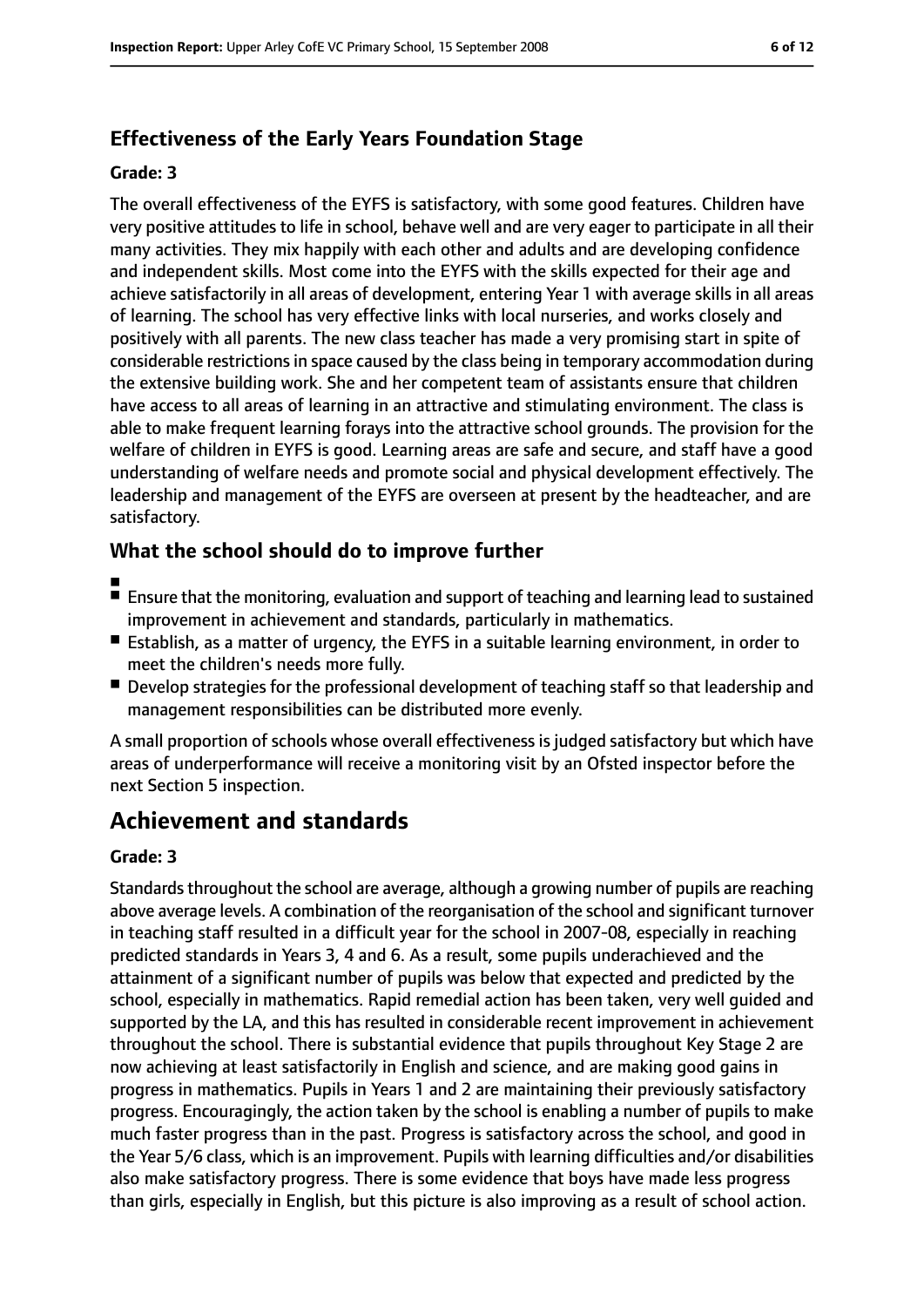## Effectiveness of the Early Years Foundation Stage

#### Grade: 3

The overall effectiveness of the EYFS is satisfactory, with some good features. Children have very positive attitudes to life in school, behave well and are very eager to participate in all their many activities. They mix happily with each other and adults and are developing confidence and independent skills. Most come into the EYFS with the skills expected for their age and achieve satisfactorily in all areas of development, entering Year 1 with average skills in all areas of learning. The school has very effective links with local nurseries, and works closely and positively with all parents. The new class teacher has made a very promising start in spite of considerable restrictions in space caused by the class being in temporary accommodation during the extensive building work. She and her competent team of assistants ensure that children have access to all areas of learning in an attractive and stimulating environment. The class is able to make frequent learning forays into the attractive school grounds. The provision for the welfare of children in EYFS is good. Learning areas are safe and secure, and staff have a good understanding of welfare needs and promote social and physical development effectively. The leadership and management of the EYFS are overseen at present by the headteacher, and are satisfactory.

## What the school should do to improve further

- Ensure that the monitoring, evaluation and support of teaching and learning lead to sustained improvement in achievement and standards, particularly in mathematics.
- Establish, as a matter of urgency, the EYFS in a suitable learning environment, in order to meet the children's needs more fully.
- Develop strategies for the professional development of teaching staff so that leadership and management responsibilities can be distributed more evenly.

A small proportion of schools whose overall effectiveness is judged satisfactory but which have areas of underperformance will receive a monitoring visit by an Ofsted inspector before the next Section 5 inspection.

# Achievement and standards

#### Grade: 3

Standards throughout the school are average, although a growing number of pupils are reaching above average levels. A combination of the reorganisation of the school and significant turnover in teaching staff resulted in a difficult year for the school in 2007-08, especially in reaching predicted standards in Years 3, 4 and 6. As a result, some pupils underachieved and the attainment of a significant number of pupils was below that expected and predicted by the school, especially in mathematics. Rapid remedial action has been taken, very well guided and supported by the LA, and this has resulted in considerable recent improvement in achievement throughout the school. There is substantial evidence that pupils throughout Key Stage 2 are now achieving at least satisfactorily in English and science, and are making good gains in progress in mathematics. Pupils in Years 1 and 2 are maintaining their previously satisfactory progress. Encouragingly, the action taken by the school is enabling a number of pupils to make much faster progress than in the past. Progress is satisfactory across the school, and good in the Year 5/6 class, which is an improvement. Pupils with learning difficulties and/or disabilities also make satisfactory progress. There is some evidence that boys have made less progress than girls, especially in English, but this picture is also improving as a result of school action.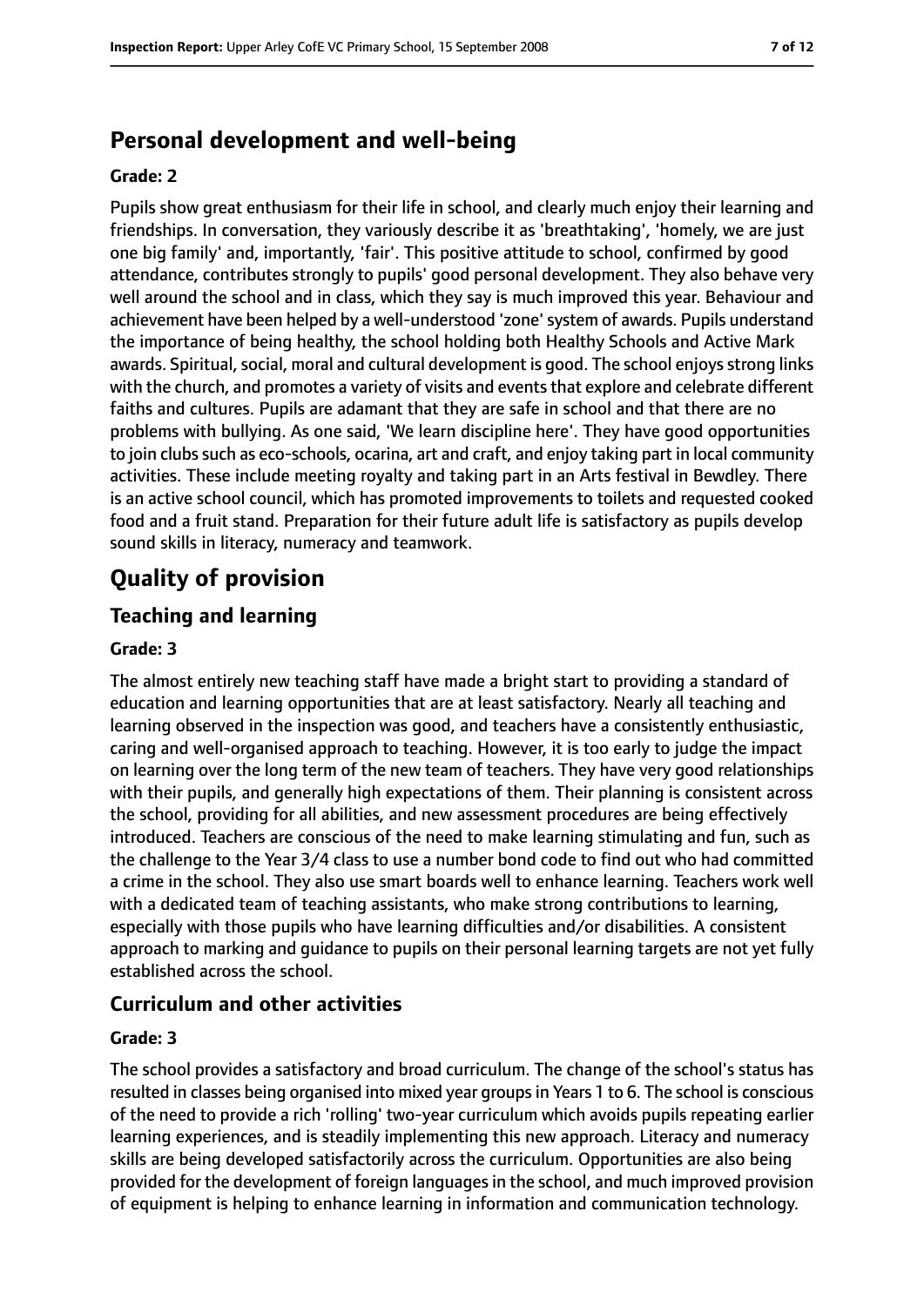## Personal development and well-being

**Grade: 2**

Pupils show great enthusiasm for their life in school, and clearly much enjoy their learning and friendships. In conversation, they variously describe it as 'breathtaking', 'homely, we are just one big family' and, importantly, 'fair'. This positive attitude to school, confirmed by good attendance, contributes strongly to pupils' good personal development. They also behave very well around the school and in class, which they say is much improved this year. Behaviour and achievement have been helped by a well-understood 'zone' system of awards. Pupils understand the importance of being healthy, the school holding both Healthy Schools and Active Mark awards. Spiritual, social, moral and cultural development is good. The school enjoys strong links with the church, and promotes a variety of visits and events that explore and celebrate different faiths and cultures. Pupils are adamant that they are safe in school and that there are no problems with bullying. As one said, 'We learn discipline here'. They have good opportunities to join clubs such as eco-schools, ocarina, art and craft, and enjoy taking part in local community activities. These include meeting royalty and taking part in an Arts festival in Bewdley. There is an active school council, which has promoted improvements to toilets and requested cooked food and a fruit stand. Preparation for their future adult life is satisfactory as pupils develop sound skills in literacy, numeracy and teamwork.

# Quality of provision

## Teaching and learning

**Grade: 3**

The almost entirely new teaching staff have made a bright start to providing a standard of education and learning opportunities that are at least satisfactory. Nearly all teaching and learning observed in the inspection was good, and teachers have a consistently enthusiastic, caring and well-organised approach to teaching. However, it is too early to judge the impact on learning over the long term of the new team of teachers. They have very good relationships with their pupils, and generally high expectations of them. Their planning is consistent across the school, providing for all abilities, and new assessment procedures are being effectively introduced. Teachers are conscious of the need to make learning stimulating and fun, such as the challenge to the Year 3/4 class to use a number bond code to find out who had committed a crime in the school. They also use smart boards well to enhance learning. Teachers work well with a dedicated team of teaching assistants, who make strong contributions to learning, especially with those pupils who have learning difficulties and/or disabilities. A consistent approach to marking and guidance to pupils on their personal learning targets are not yet fully established across the school.

## Curriculum and other activities

**Grade: 3**

The school provides a satisfactory and broad curriculum. The change of the school's status has resulted in classes being organised into mixed year groups in Years 1 to 6. The school is conscious of the need to provide a rich 'rolling' two-year curriculum which avoids pupils repeating earlier learning experiences, and is steadily implementing this new approach. Literacy and numeracy skills are being developed satisfactorily across the curriculum. Opportunities are also being provided for the development of foreign languages in the school, and much improved provision of equipment is helping to enhance learning in information and communication technology.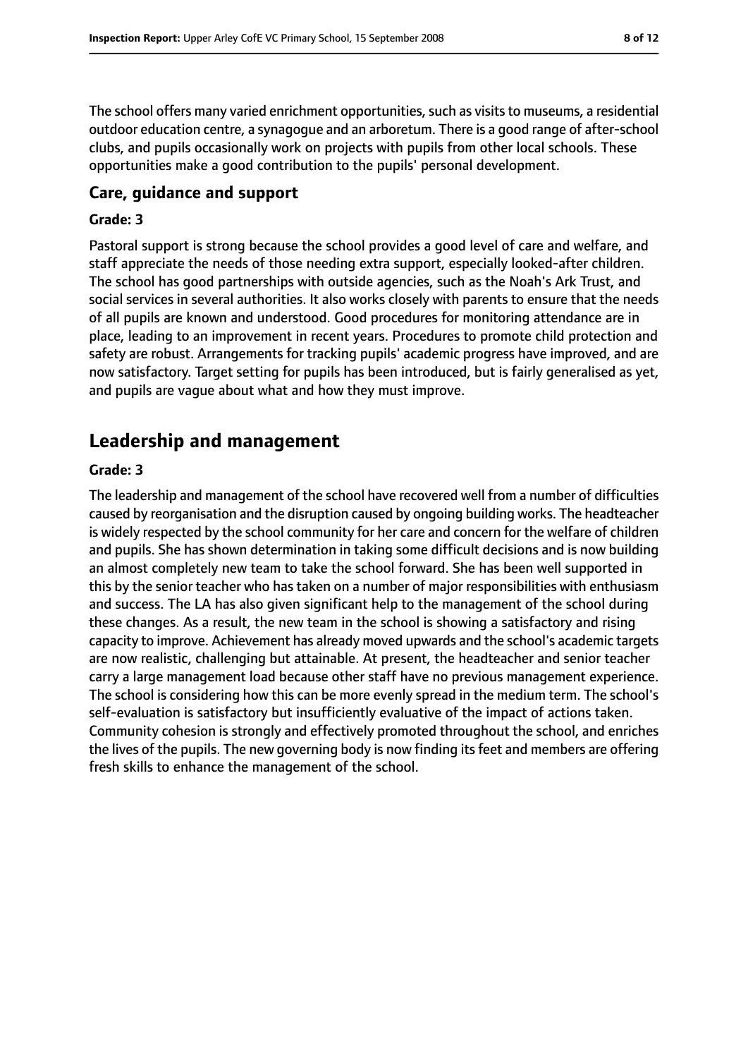The school offers many varied enrichment opportunities, such as visits to museums, a residential outdoor education centre, a synagogue and an arboretum. There is a good range of after-school clubs, and pupils occasionally work on projects with pupils from other local schools. These opportunities make a good contribution to the pupils' personal development.

### Care, guidance and support

#### Grade: 3

Pastoral support is strong because the school provides a good level of care and welfare, and staff appreciate the needs of those needing extra support, especially looked-after children. The school has good partnerships with outside agencies, such as the Noah's Ark Trust, and social services in several authorities. It also works closely with parents to ensure that the needs of all pupils are known and understood. Good procedures for monitoring attendance are in place, leading to an improvement in recent years. Procedures to promote child protection and safety are robust. Arrangements for tracking pupils' academic progress have improved, and are now satisfactory. Target setting for pupils has been introduced, but is fairly generalised as yet, and pupils are vague about what and how they must improve.

## Leadership and management

#### Grade: 3

The leadership and management of the school have recovered well from a number of difficulties caused by reorganisation and the disruption caused by ongoing building works. The headteacher is widely respected by the school community for her care and concern for the welfare of children and pupils. She has shown determination in taking some difficult decisions and is now building an almost completely new team to take the school forward. She has been well supported in this by the senior teacher who has taken on a number of major responsibilities with enthusiasm and success. The LA has also given significant help to the management of the school during these changes. As a result, the new team in the school is showing a satisfactory and rising capacity to improve. Achievement has already moved upwards and the school's academic targets are now realistic, challenging but attainable. At present, the headteacher and senior teacher carry a large management load because other staff have no previous management experience. The school is considering how this can be more evenly spread in the medium term. The school's self-evaluation is satisfactory but insufficiently evaluative of the impact of actions taken. Community cohesion is strongly and effectively promoted throughout the school, and enriches the lives of the pupils. The new governing body is now finding its feet and members are offering fresh skills to enhance the management of the school.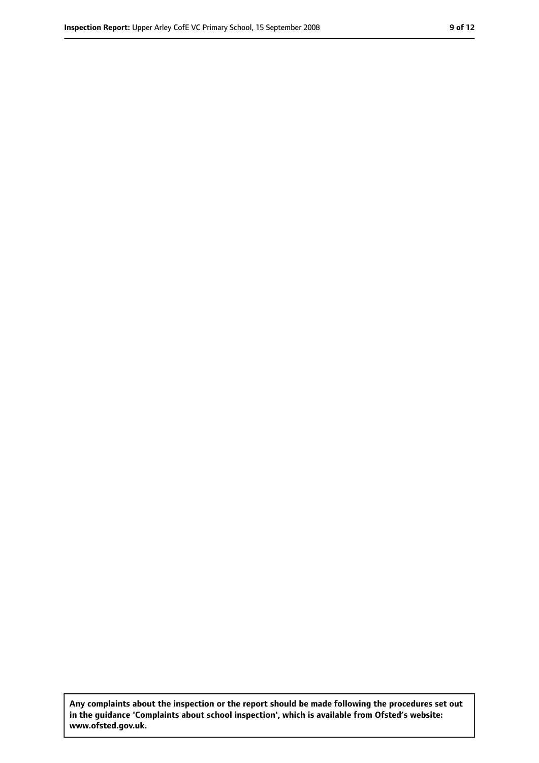**Any complaints about the inspection or the report should be made following the procedures set out in the guidance 'Complaints about school inspection', which is available from Ofsted's website: www.ofsted.gov.uk.**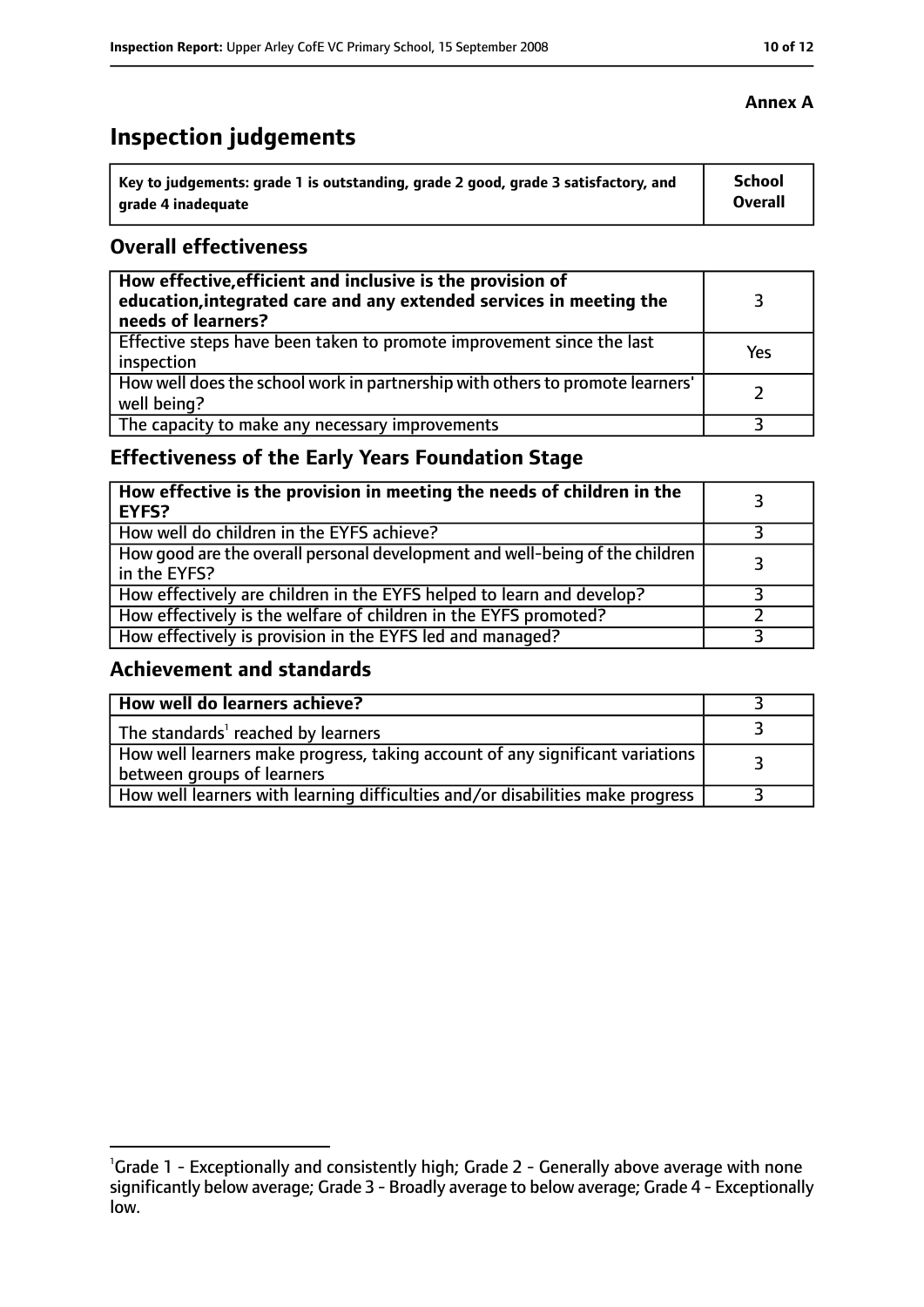**Annex A**

# Inspection judgements

| Key to judgements: grade 1 is outstanding, grade 2 good, grade 3 satisfactory, and grade 4 inadequate | School Overall |
|---|---|

## Overall effectiveness

| | |
|---|---|
| **How effective, efficient and inclusive is the provision of education, integrated care and any extended services in meeting the needs of learners?** | 3 |
| Effective steps have been taken to promote improvement since the last inspection | Yes |
| How well does the school work in partnership with others to promote learners' well being? | 2 |
| The capacity to make any necessary improvements | 3 |

## Effectiveness of the Early Years Foundation Stage

| | |
|---|---|
| **How effective is the provision in meeting the needs of children in the EYFS?** | 3 |
| How well do children in the EYFS achieve? | 3 |
| How good are the overall personal development and well-being of the children in the EYFS? | 3 |
| How effectively are children in the EYFS helped to learn and develop? | 3 |
| How effectively is the welfare of children in the EYFS promoted? | 2 |
| How effectively is provision in the EYFS led and managed? | 3 |

## Achievement and standards

| | |
|---|---|
| **How well do learners achieve?** | 3 |
| The standards[1] reached by learners | 3 |
| How well learners make progress, taking account of any significant variations between groups of learners | 3 |
| How well learners with learning difficulties and/or disabilities make progress | 3 |

[1] Grade 1 - Exceptionally and consistently high; Grade 2 - Generally above average with none significantly below average; Grade 3 - Broadly average to below average; Grade 4 - Exceptionally low.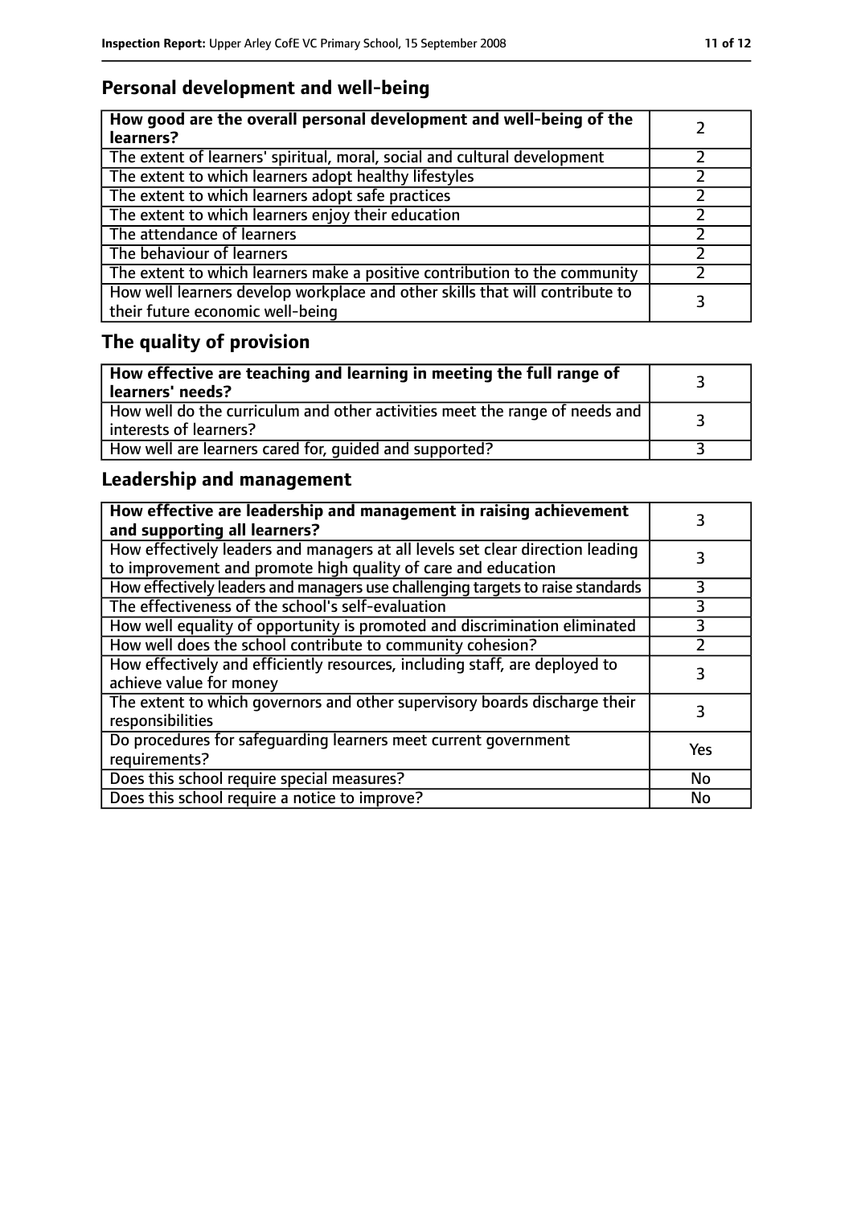## Personal development and well-being

| **How good are the overall personal development and well-being of the learners?** | 2 |
|---|---|
| The extent of learners' spiritual, moral, social and cultural development | 2 |
| The extent to which learners adopt healthy lifestyles | 2 |
| The extent to which learners adopt safe practices | 2 |
| The extent to which learners enjoy their education | 2 |
| The attendance of learners | 2 |
| The behaviour of learners | 2 |
| The extent to which learners make a positive contribution to the community | 2 |
| How well learners develop workplace and other skills that will contribute to their future economic well-being | 3 |

## The quality of provision

| **How effective are teaching and learning in meeting the full range of learners' needs?** | 3 |
|---|---|
| How well do the curriculum and other activities meet the range of needs and interests of learners? | 3 |
| How well are learners cared for, guided and supported? | 3 |

## Leadership and management

| **How effective are leadership and management in raising achievement and supporting all learners?** | 3 |
|---|---|
| How effectively leaders and managers at all levels set clear direction leading to improvement and promote high quality of care and education | 3 |
| How effectively leaders and managers use challenging targets to raise standards | 3 |
| The effectiveness of the school's self-evaluation | 3 |
| How well equality of opportunity is promoted and discrimination eliminated | 3 |
| How well does the school contribute to community cohesion? | 2 |
| How effectively and efficiently resources, including staff, are deployed to achieve value for money | 3 |
| The extent to which governors and other supervisory boards discharge their responsibilities | 3 |
| Do procedures for safeguarding learners meet current government requirements? | Yes |
| Does this school require special measures? | No |
| Does this school require a notice to improve? | No |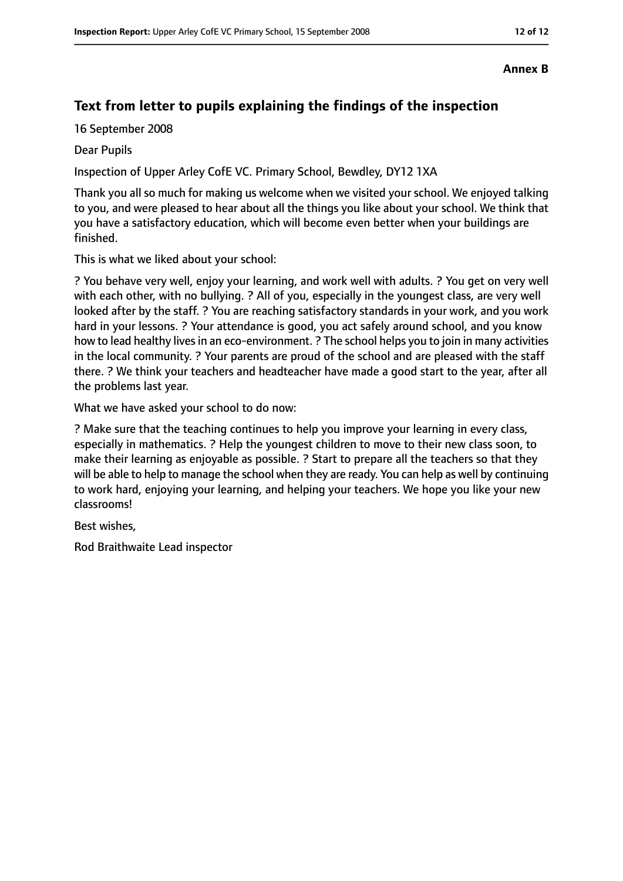**Annex B**

## Text from letter to pupils explaining the findings of the inspection

16 September 2008

Dear Pupils

Inspection of Upper Arley CofE VC. Primary School, Bewdley, DY12 1XA

Thank you all so much for making us welcome when we visited your school. We enjoyed talking to you, and were pleased to hear about all the things you like about your school. We think that you have a satisfactory education, which will become even better when your buildings are finished.

This is what we liked about your school:

? You behave very well, enjoy your learning, and work well with adults. ? You get on very well with each other, with no bullying. ? All of you, especially in the youngest class, are very well looked after by the staff. ? You are reaching satisfactory standards in your work, and you work hard in your lessons. ? Your attendance is good, you act safely around school, and you know how to lead healthy lives in an eco-environment. ? The school helps you to join in many activities in the local community. ? Your parents are proud of the school and are pleased with the staff there. ? We think your teachers and headteacher have made a good start to the year, after all the problems last year.

What we have asked your school to do now:

? Make sure that the teaching continues to help you improve your learning in every class, especially in mathematics. ? Help the youngest children to move to their new class soon, to make their learning as enjoyable as possible. ? Start to prepare all the teachers so that they will be able to help to manage the school when they are ready. You can help as well by continuing to work hard, enjoying your learning, and helping your teachers. We hope you like your new classrooms!

Best wishes,

Rod Braithwaite Lead inspector